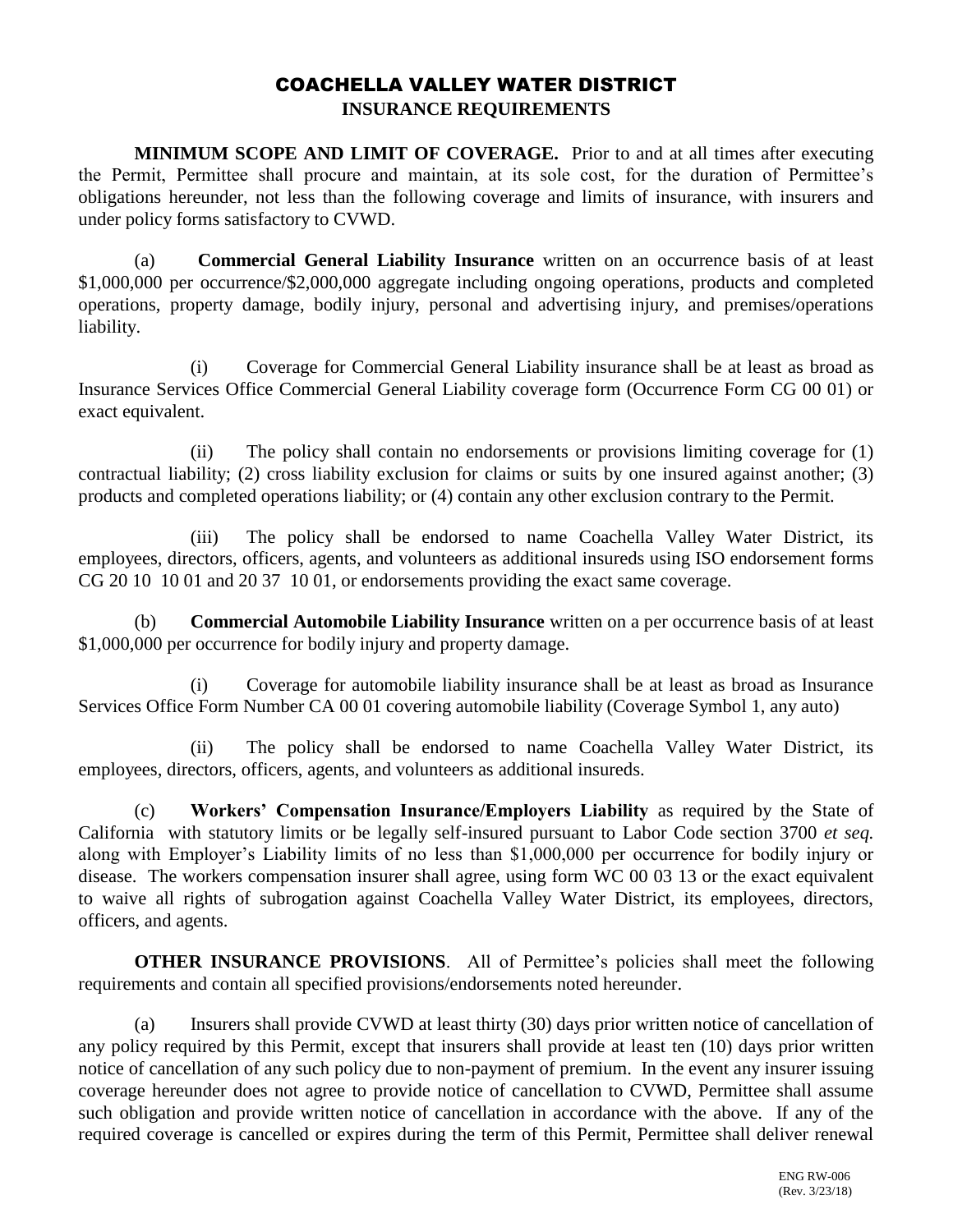# COACHELLA VALLEY WATER DISTRICT

## INSURANCE REQUIREMENTS

**MINIMUM SCOPE AND LIMIT OF COVERAGE.** Prior to and at all times after executing the Permit, Permittee shall procure and maintain, at its sole cost, for the duration of Permittee's obligations hereunder, not less than the following coverage and limits of insurance, with insurers and under policy forms satisfactory to CVWD.

(a) **Commercial General Liability Insurance** written on an occurrence basis of at least \$1,000,000 per occurrence/\$2,000,000 aggregate including ongoing operations, products and completed operations, property damage, bodily injury, personal and advertising injury, and premises/operations liability.

(i) Coverage for Commercial General Liability insurance shall be at least as broad as Insurance Services Office Commercial General Liability coverage form (Occurrence Form CG 00 01) or exact equivalent.

(ii) The policy shall contain no endorsements or provisions limiting coverage for (1) contractual liability; (2) cross liability exclusion for claims or suits by one insured against another; (3) products and completed operations liability; or (4) contain any other exclusion contrary to the Permit.

(iii) The policy shall be endorsed to name Coachella Valley Water District, its employees, directors, officers, agents, and volunteers as additional insureds using ISO endorsement forms CG 20 10 10 01 and 20 37 10 01, or endorsements providing the exact same coverage.

(b) **Commercial Automobile Liability Insurance** written on a per occurrence basis of at least \$1,000,000 per occurrence for bodily injury and property damage.

(i) Coverage for automobile liability insurance shall be at least as broad as Insurance Services Office Form Number CA 00 01 covering automobile liability (Coverage Symbol 1, any auto)

(ii) The policy shall be endorsed to name Coachella Valley Water District, its employees, directors, officers, agents, and volunteers as additional insureds.

(c) **Workers' Compensation Insurance/Employers Liability** as required by the State of California with statutory limits or be legally self-insured pursuant to Labor Code section 3700 *et seq.* along with Employer's Liability limits of no less than \$1,000,000 per occurrence for bodily injury or disease. The workers compensation insurer shall agree, using form WC 00 03 13 or the exact equivalent to waive all rights of subrogation against Coachella Valley Water District, its employees, directors, officers, and agents.

**OTHER INSURANCE PROVISIONS**. All of Permittee's policies shall meet the following requirements and contain all specified provisions/endorsements noted hereunder.

(a) Insurers shall provide CVWD at least thirty (30) days prior written notice of cancellation of any policy required by this Permit, except that insurers shall provide at least ten (10) days prior written notice of cancellation of any such policy due to non-payment of premium. In the event any insurer issuing coverage hereunder does not agree to provide notice of cancellation to CVWD, Permittee shall assume such obligation and provide written notice of cancellation in accordance with the above. If any of the required coverage is cancelled or expires during the term of this Permit, Permittee shall deliver renewal

ENG RW-006
(Rev. 3/23/18)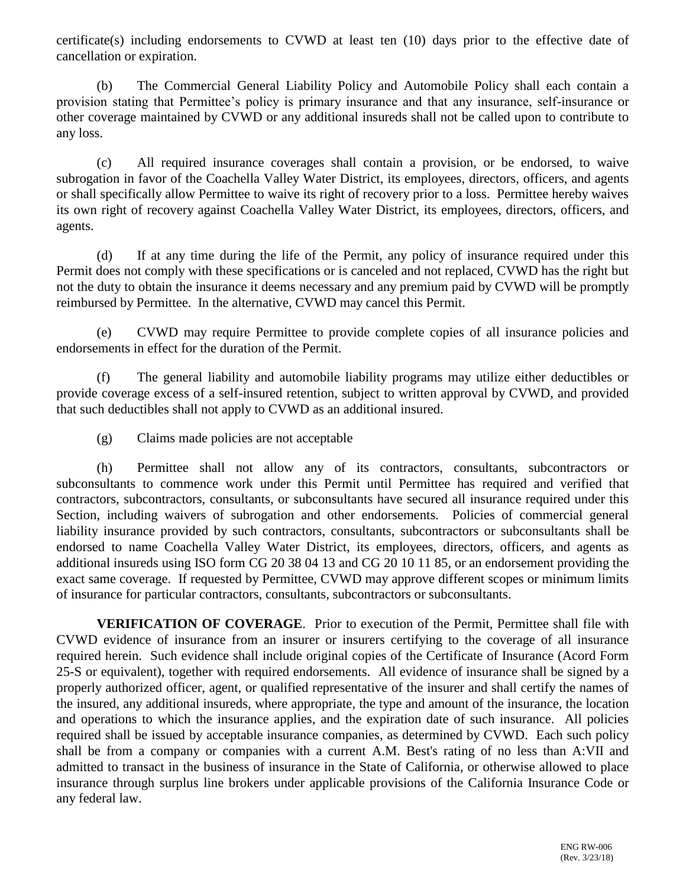certificate(s) including endorsements to CVWD at least ten (10) days prior to the effective date of cancellation or expiration.

(b) The Commercial General Liability Policy and Automobile Policy shall each contain a provision stating that Permittee's policy is primary insurance and that any insurance, self-insurance or other coverage maintained by CVWD or any additional insureds shall not be called upon to contribute to any loss.

(c) All required insurance coverages shall contain a provision, or be endorsed, to waive subrogation in favor of the Coachella Valley Water District, its employees, directors, officers, and agents or shall specifically allow Permittee to waive its right of recovery prior to a loss. Permittee hereby waives its own right of recovery against Coachella Valley Water District, its employees, directors, officers, and agents.

(d) If at any time during the life of the Permit, any policy of insurance required under this Permit does not comply with these specifications or is canceled and not replaced, CVWD has the right but not the duty to obtain the insurance it deems necessary and any premium paid by CVWD will be promptly reimbursed by Permittee. In the alternative, CVWD may cancel this Permit.

(e) CVWD may require Permittee to provide complete copies of all insurance policies and endorsements in effect for the duration of the Permit.

(f) The general liability and automobile liability programs may utilize either deductibles or provide coverage excess of a self-insured retention, subject to written approval by CVWD, and provided that such deductibles shall not apply to CVWD as an additional insured.

(g) Claims made policies are not acceptable

(h) Permittee shall not allow any of its contractors, consultants, subcontractors or subconsultants to commence work under this Permit until Permittee has required and verified that contractors, subcontractors, consultants, or subconsultants have secured all insurance required under this Section, including waivers of subrogation and other endorsements. Policies of commercial general liability insurance provided by such contractors, consultants, subcontractors or subconsultants shall be endorsed to name Coachella Valley Water District, its employees, directors, officers, and agents as additional insureds using ISO form CG 20 38 04 13 and CG 20 10 11 85, or an endorsement providing the exact same coverage. If requested by Permittee, CVWD may approve different scopes or minimum limits of insurance for particular contractors, consultants, subcontractors or subconsultants.

**VERIFICATION OF COVERAGE**. Prior to execution of the Permit, Permittee shall file with CVWD evidence of insurance from an insurer or insurers certifying to the coverage of all insurance required herein. Such evidence shall include original copies of the Certificate of Insurance (Acord Form 25-S or equivalent), together with required endorsements. All evidence of insurance shall be signed by a properly authorized officer, agent, or qualified representative of the insurer and shall certify the names of the insured, any additional insureds, where appropriate, the type and amount of the insurance, the location and operations to which the insurance applies, and the expiration date of such insurance. All policies required shall be issued by acceptable insurance companies, as determined by CVWD. Each such policy shall be from a company or companies with a current A.M. Best's rating of no less than A:VII and admitted to transact in the business of insurance in the State of California, or otherwise allowed to place insurance through surplus line brokers under applicable provisions of the California Insurance Code or any federal law.

ENG RW-006
(Rev. 3/23/18)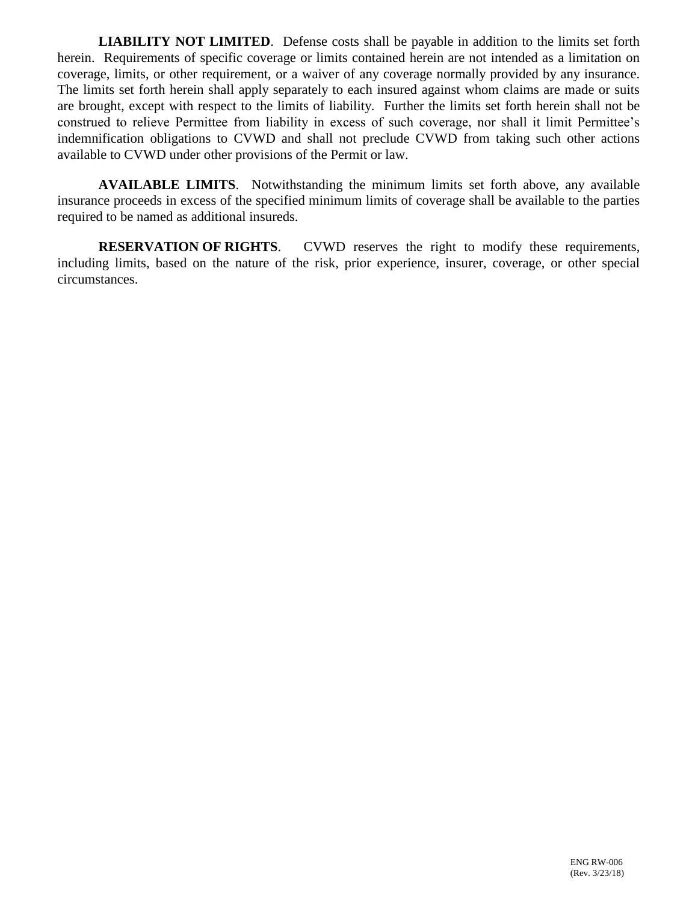**LIABILITY NOT LIMITED**. Defense costs shall be payable in addition to the limits set forth herein. Requirements of specific coverage or limits contained herein are not intended as a limitation on coverage, limits, or other requirement, or a waiver of any coverage normally provided by any insurance. The limits set forth herein shall apply separately to each insured against whom claims are made or suits are brought, except with respect to the limits of liability. Further the limits set forth herein shall not be construed to relieve Permittee from liability in excess of such coverage, nor shall it limit Permittee's indemnification obligations to CVWD and shall not preclude CVWD from taking such other actions available to CVWD under other provisions of the Permit or law.

**AVAILABLE LIMITS**. Notwithstanding the minimum limits set forth above, any available insurance proceeds in excess of the specified minimum limits of coverage shall be available to the parties required to be named as additional insureds.

**RESERVATION OF RIGHTS**. CVWD reserves the right to modify these requirements, including limits, based on the nature of the risk, prior experience, insurer, coverage, or other special circumstances.